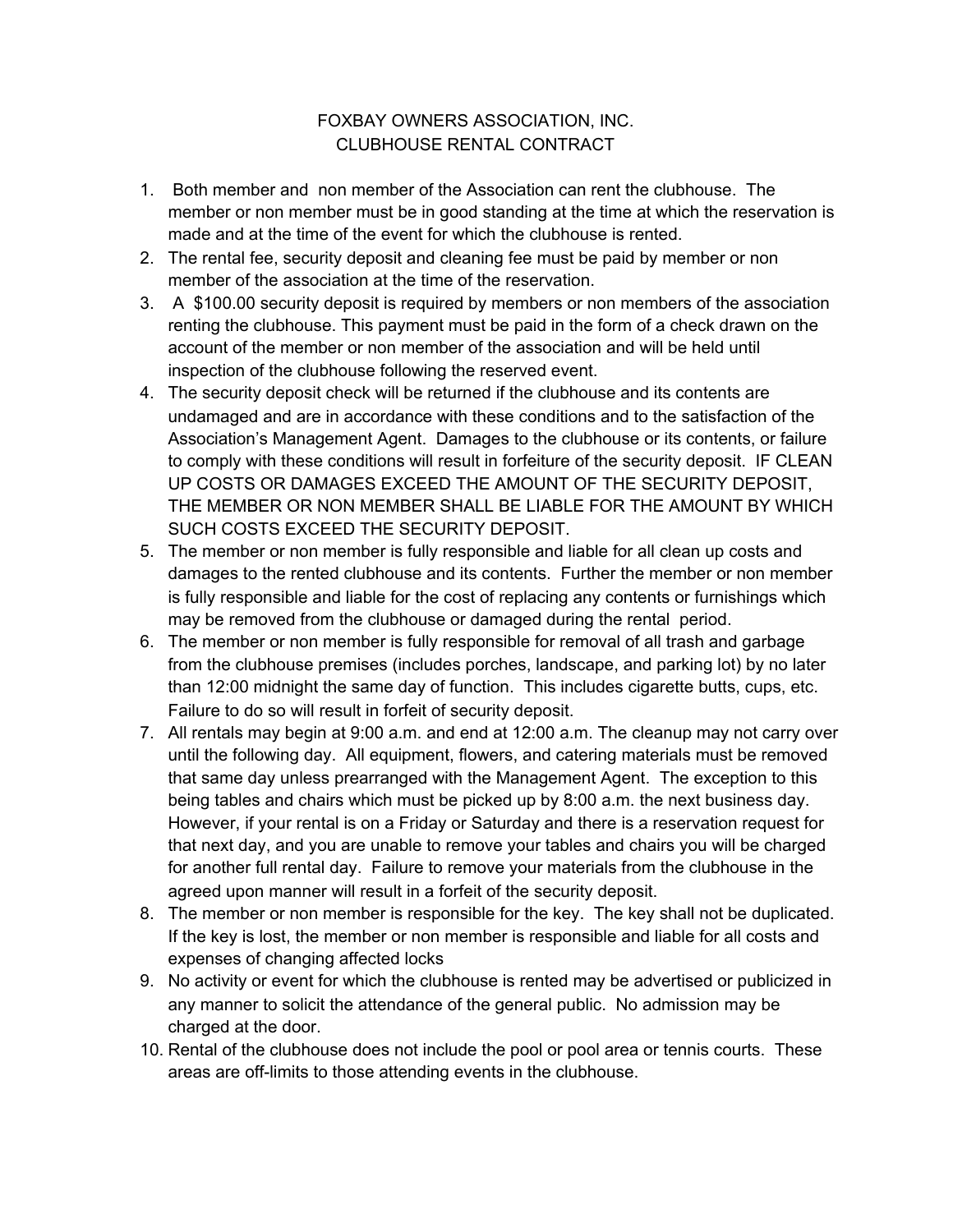# FOXBAY OWNERS ASSOCIATION, INC.
## CLUBHOUSE RENTAL CONTRACT

1. Both member and non member of the Association can rent the clubhouse. The member or non member must be in good standing at the time at which the reservation is made and at the time of the event for which the clubhouse is rented.
2. The rental fee, security deposit and cleaning fee must be paid by member or non member of the association at the time of the reservation.
3. A $100.00 security deposit is required by members or non members of the association renting the clubhouse. This payment must be paid in the form of a check drawn on the account of the member or non member of the association and will be held until inspection of the clubhouse following the reserved event.
4. The security deposit check will be returned if the clubhouse and its contents are undamaged and are in accordance with these conditions and to the satisfaction of the Association's Management Agent. Damages to the clubhouse or its contents, or failure to comply with these conditions will result in forfeiture of the security deposit. IF CLEAN UP COSTS OR DAMAGES EXCEED THE AMOUNT OF THE SECURITY DEPOSIT, THE MEMBER OR NON MEMBER SHALL BE LIABLE FOR THE AMOUNT BY WHICH SUCH COSTS EXCEED THE SECURITY DEPOSIT.
5. The member or non member is fully responsible and liable for all clean up costs and damages to the rented clubhouse and its contents. Further the member or non member is fully responsible and liable for the cost of replacing any contents or furnishings which may be removed from the clubhouse or damaged during the rental period.
6. The member or non member is fully responsible for removal of all trash and garbage from the clubhouse premises (includes porches, landscape, and parking lot) by no later than 12:00 midnight the same day of function. This includes cigarette butts, cups, etc. Failure to do so will result in forfeit of security deposit.
7. All rentals may begin at 9:00 a.m. and end at 12:00 a.m. The cleanup may not carry over until the following day. All equipment, flowers, and catering materials must be removed that same day unless prearranged with the Management Agent. The exception to this being tables and chairs which must be picked up by 8:00 a.m. the next business day. However, if your rental is on a Friday or Saturday and there is a reservation request for that next day, and you are unable to remove your tables and chairs you will be charged for another full rental day. Failure to remove your materials from the clubhouse in the agreed upon manner will result in a forfeit of the security deposit.
8. The member or non member is responsible for the key. The key shall not be duplicated. If the key is lost, the member or non member is responsible and liable for all costs and expenses of changing affected locks
9. No activity or event for which the clubhouse is rented may be advertised or publicized in any manner to solicit the attendance of the general public. No admission may be charged at the door.
10. Rental of the clubhouse does not include the pool or pool area or tennis courts. These areas are off-limits to those attending events in the clubhouse.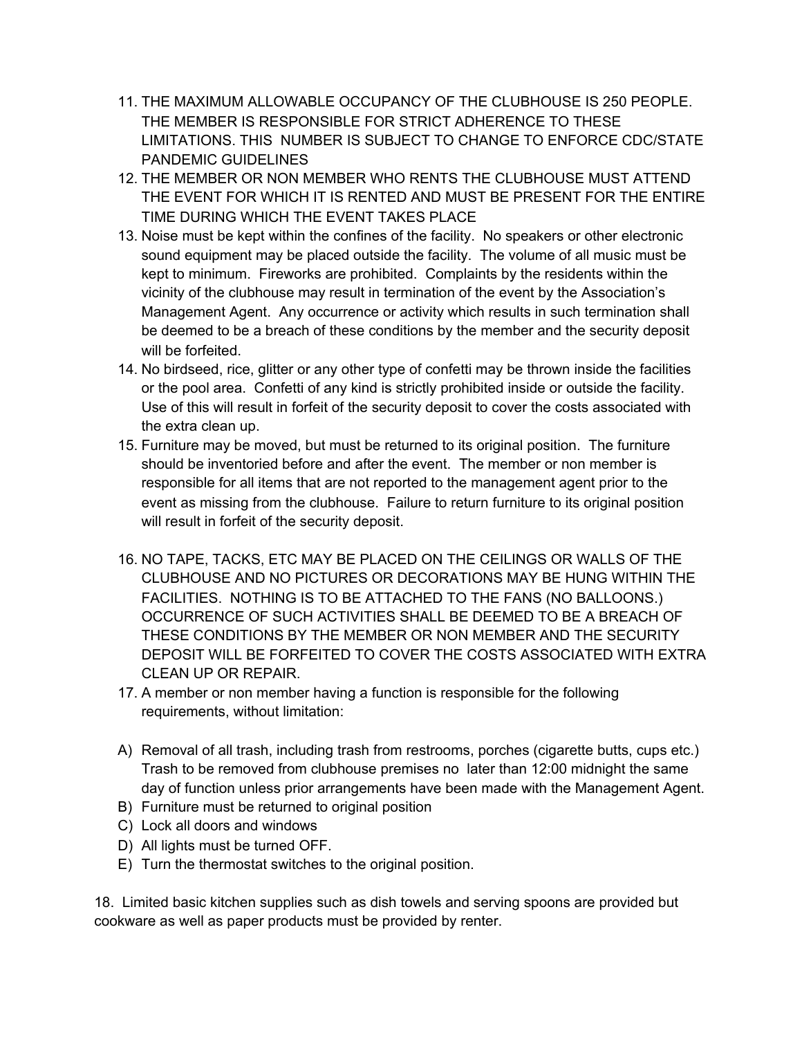11. THE MAXIMUM ALLOWABLE OCCUPANCY OF THE CLUBHOUSE IS 250 PEOPLE. THE MEMBER IS RESPONSIBLE FOR STRICT ADHERENCE TO THESE LIMITATIONS. THIS NUMBER IS SUBJECT TO CHANGE TO ENFORCE CDC/STATE PANDEMIC GUIDELINES
12. THE MEMBER OR NON MEMBER WHO RENTS THE CLUBHOUSE MUST ATTEND THE EVENT FOR WHICH IT IS RENTED AND MUST BE PRESENT FOR THE ENTIRE TIME DURING WHICH THE EVENT TAKES PLACE
13. Noise must be kept within the confines of the facility. No speakers or other electronic sound equipment may be placed outside the facility. The volume of all music must be kept to minimum. Fireworks are prohibited. Complaints by the residents within the vicinity of the clubhouse may result in termination of the event by the Association's Management Agent. Any occurrence or activity which results in such termination shall be deemed to be a breach of these conditions by the member and the security deposit will be forfeited.
14. No birdseed, rice, glitter or any other type of confetti may be thrown inside the facilities or the pool area. Confetti of any kind is strictly prohibited inside or outside the facility. Use of this will result in forfeit of the security deposit to cover the costs associated with the extra clean up.
15. Furniture may be moved, but must be returned to its original position. The furniture should be inventoried before and after the event. The member or non member is responsible for all items that are not reported to the management agent prior to the event as missing from the clubhouse. Failure to return furniture to its original position will result in forfeit of the security deposit.
16. NO TAPE, TACKS, ETC MAY BE PLACED ON THE CEILINGS OR WALLS OF THE CLUBHOUSE AND NO PICTURES OR DECORATIONS MAY BE HUNG WITHIN THE FACILITIES. NOTHING IS TO BE ATTACHED TO THE FANS (NO BALLOONS.) OCCURRENCE OF SUCH ACTIVITIES SHALL BE DEEMED TO BE A BREACH OF THESE CONDITIONS BY THE MEMBER OR NON MEMBER AND THE SECURITY DEPOSIT WILL BE FORFEITED TO COVER THE COSTS ASSOCIATED WITH EXTRA CLEAN UP OR REPAIR.
17. A member or non member having a function is responsible for the following requirements, without limitation:

A) Removal of all trash, including trash from restrooms, porches (cigarette butts, cups etc.) Trash to be removed from clubhouse premises no later than 12:00 midnight the same day of function unless prior arrangements have been made with the Management Agent.
B) Furniture must be returned to original position
C) Lock all doors and windows
D) All lights must be turned OFF.
E) Turn the thermostat switches to the original position.

18. Limited basic kitchen supplies such as dish towels and serving spoons are provided but cookware as well as paper products must be provided by renter.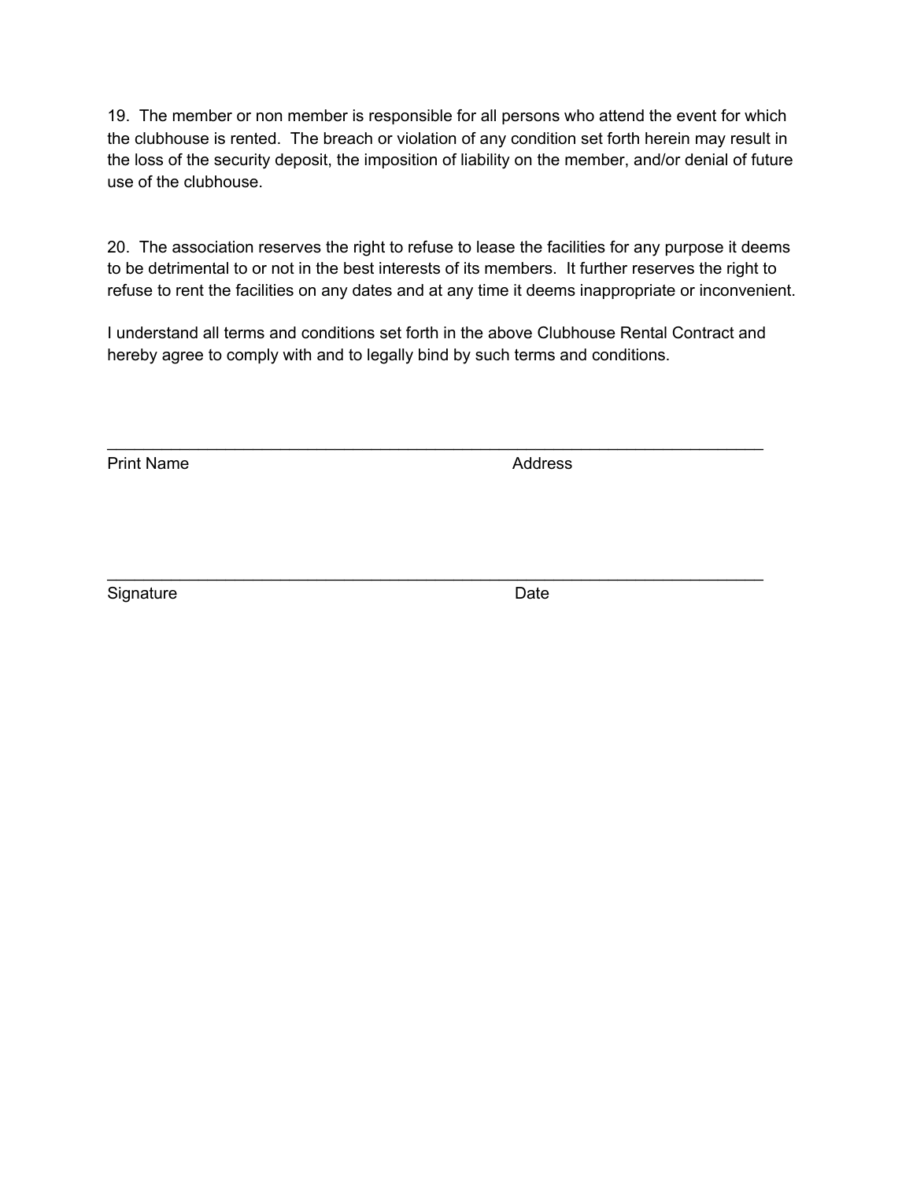19. The member or non member is responsible for all persons who attend the event for which the clubhouse is rented. The breach or violation of any condition set forth herein may result in the loss of the security deposit, the imposition of liability on the member, and/or denial of future use of the clubhouse.

20. The association reserves the right to refuse to lease the facilities for any purpose it deems to be detrimental to or not in the best interests of its members. It further reserves the right to refuse to rent the facilities on any dates and at any time it deems inappropriate or inconvenient.

I understand all terms and conditions set forth in the above Clubhouse Rental Contract and hereby agree to comply with and to legally bind by such terms and conditions.

\_\_\_\_\_\_\_\_\_\_\_\_\_\_\_\_\_\_\_\_\_\_\_\_\_\_\_\_\_\_\_\_\_\_\_\_\_\_\_\_\_\_\_\_\_\_\_\_\_\_\_\_\_\_\_\_\_\_\_\_\_\_\_\_\_\_\_\_\_\_\_\_\_\_

Print Name　　　　　　　　　　　　　　　　　　　Address

\_\_\_\_\_\_\_\_\_\_\_\_\_\_\_\_\_\_\_\_\_\_\_\_\_\_\_\_\_\_\_\_\_\_\_\_\_\_\_\_\_\_\_\_\_\_\_\_\_\_\_\_\_\_\_\_\_\_\_\_\_\_\_\_\_\_\_\_\_\_\_\_\_\_

Signature　　　　　　　　　　　　　　　　　　　Date